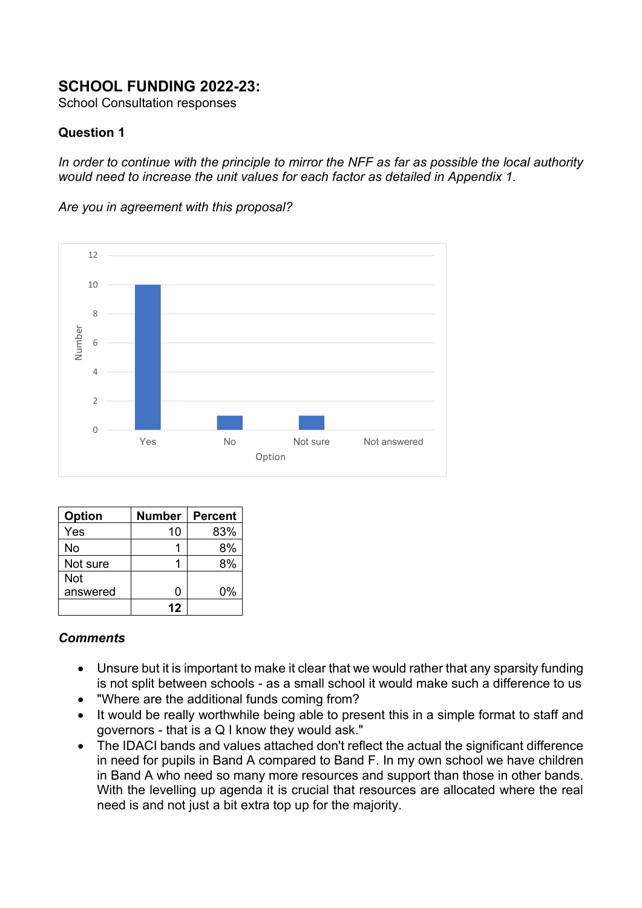# SCHOOL FUNDING 2022-23:

School Consultation responses

## Question 1

*In order to continue with the principle to mirror the NFF as far as possible the local authority would need to increase the unit values for each factor as detailed in Appendix 1.*

*Are you in agreement with this proposal?*

| Option | Number | Percent |
|---|---|---|
| Yes | 10 | 83% |
| No | 1 | 8% |
| Not sure | 1 | 8% |
| Not answered | 0 | 0% |
| | **12** | |

### *Comments*

- Unsure but it is important to make it clear that we would rather that any sparsity funding is not split between schools - as a small school it would make such a difference to us
- "Where are the additional funds coming from?
- It would be really worthwhile being able to present this in a simple format to staff and governors - that is a Q I know they would ask."
- The IDACI bands and values attached don't reflect the actual the significant difference in need for pupils in Band A compared to Band F. In my own school we have children in Band A who need so many more resources and support than those in other bands. With the levelling up agenda it is crucial that resources are allocated where the real need is and not just a bit extra top up for the majority.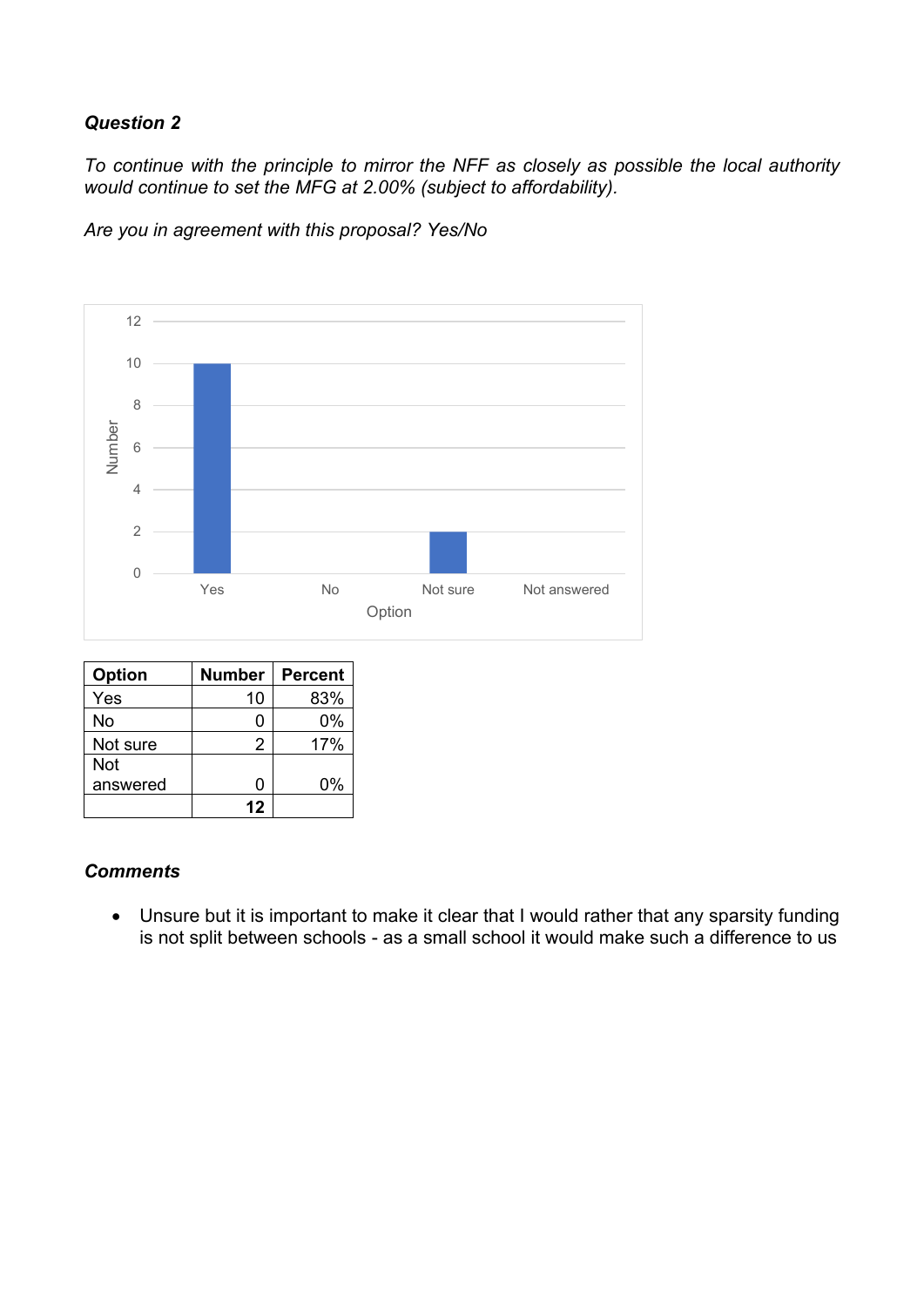***Question 2***

*To continue with the principle to mirror the NFF as closely as possible the local authority would continue to set the MFG at 2.00% (subject to affordability).*

*Are you in agreement with this proposal? Yes/No*

| Option | Number | Percent |
|---|---|---|
| Yes | 10 | 83% |
| No | 0 | 0% |
| Not sure | 2 | 17% |
| Not answered | 0 | 0% |
| | **12** | |

***Comments***

- Unsure but it is important to make it clear that I would rather that any sparsity funding is not split between schools - as a small school it would make such a difference to us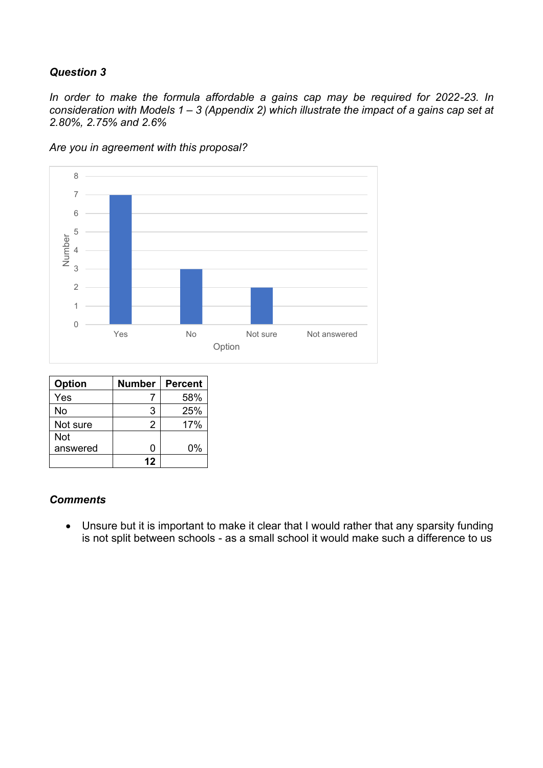***Question 3***

*In order to make the formula affordable a gains cap may be required for 2022-23. In consideration with Models 1 – 3 (Appendix 2) which illustrate the impact of a gains cap set at 2.80%, 2.75% and 2.6%*

*Are you in agreement with this proposal?*

| Option | Number | Percent |
|---|---|---|
| Yes | 7 | 58% |
| No | 3 | 25% |
| Not sure | 2 | 17% |
| Not answered | 0 | 0% |
| | **12** | |

***Comments***

- Unsure but it is important to make it clear that I would rather that any sparsity funding is not split between schools - as a small school it would make such a difference to us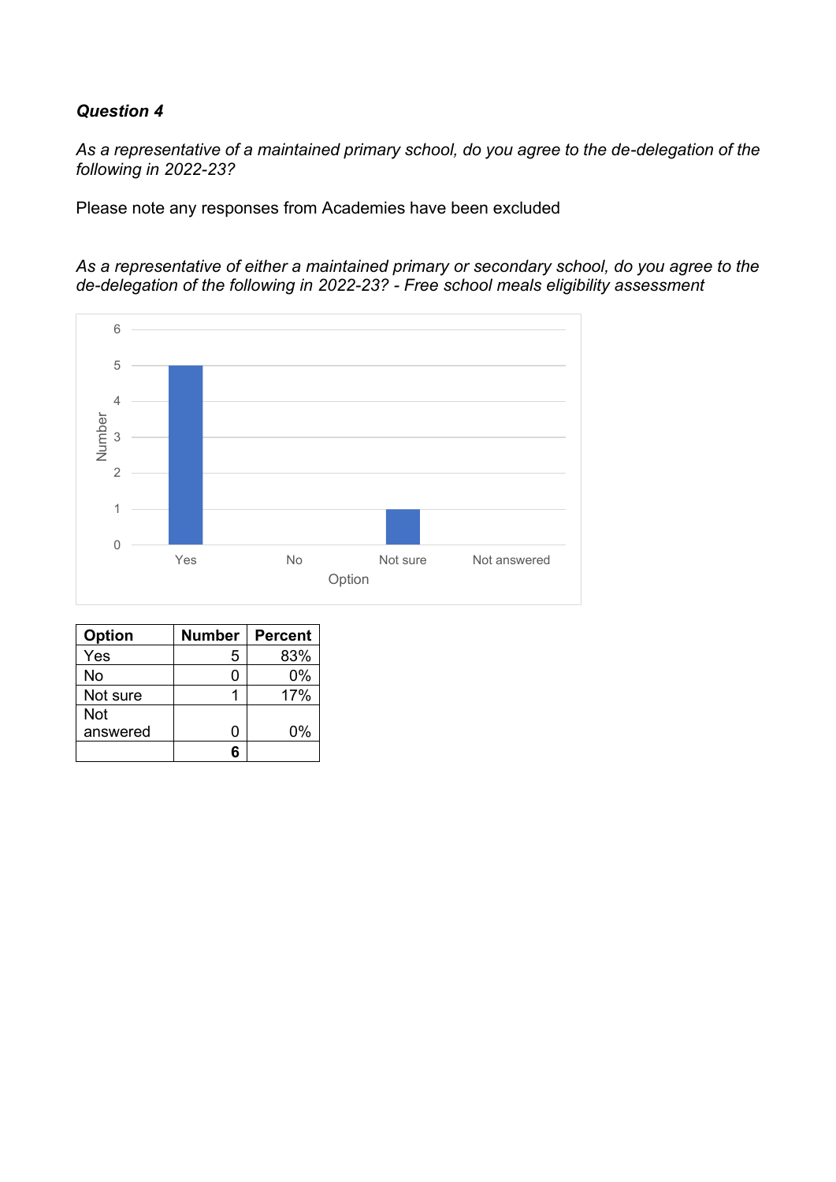***Question 4***

*As a representative of a maintained primary school, do you agree to the de-delegation of the following in 2022-23?*

Please note any responses from Academies have been excluded

*As a representative of either a maintained primary or secondary school, do you agree to the de-delegation of the following in 2022-23? - Free school meals eligibility assessment*

| Option | Number | Percent |
|---|---|---|
| Yes | 5 | 83% |
| No | 0 | 0% |
| Not sure | 1 | 17% |
| Not answered | 0 | 0% |
| | **6** | |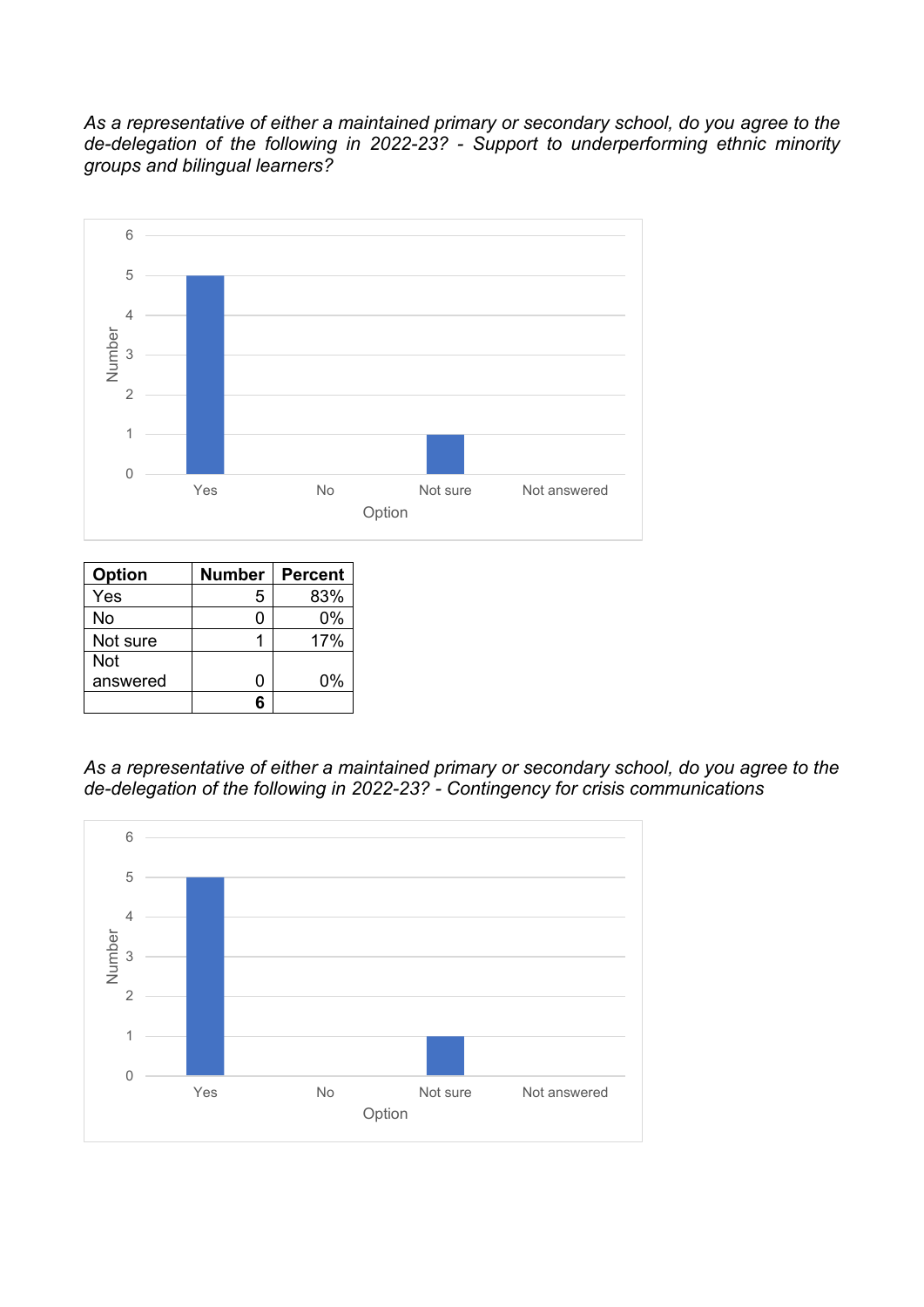*As a representative of either a maintained primary or secondary school, do you agree to the de-delegation of the following in 2022-23? - Support to underperforming ethnic minority groups and bilingual learners?*

| Option | Number | Percent |
|---|---|---|
| Yes | 5 | 83% |
| No | 0 | 0% |
| Not sure | 1 | 17% |
| Not answered | 0 | 0% |
| | **6** | |

*As a representative of either a maintained primary or secondary school, do you agree to the de-delegation of the following in 2022-23? - Contingency for crisis communications*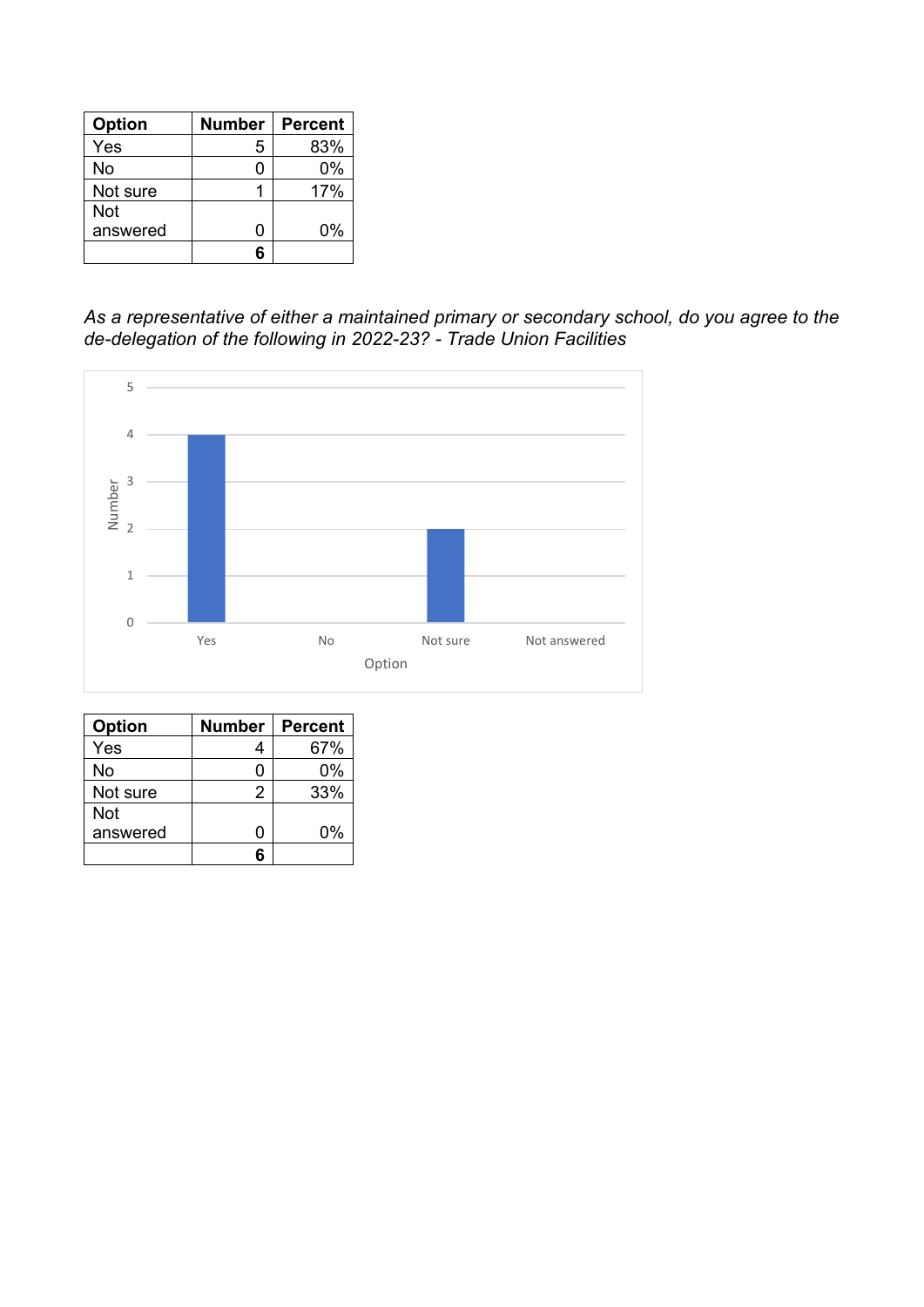| Option | Number | Percent |
|---|---|---|
| Yes | 5 | 83% |
| No | 0 | 0% |
| Not sure | 1 | 17% |
| Not answered | 0 | 0% |
| | **6** | |

*As a representative of either a maintained primary or secondary school, do you agree to the de-delegation of the following in 2022-23? - Trade Union Facilities*

| Option | Number | Percent |
|---|---|---|
| Yes | 4 | 67% |
| No | 0 | 0% |
| Not sure | 2 | 33% |
| Not answered | 0 | 0% |
| | **6** | |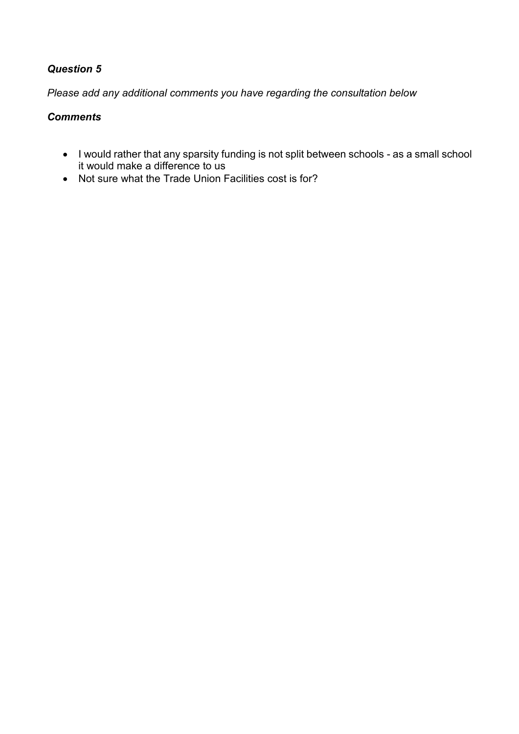***Question 5***

*Please add any additional comments you have regarding the consultation below*

***Comments***

- I would rather that any sparsity funding is not split between schools - as a small school it would make a difference to us
- Not sure what the Trade Union Facilities cost is for?